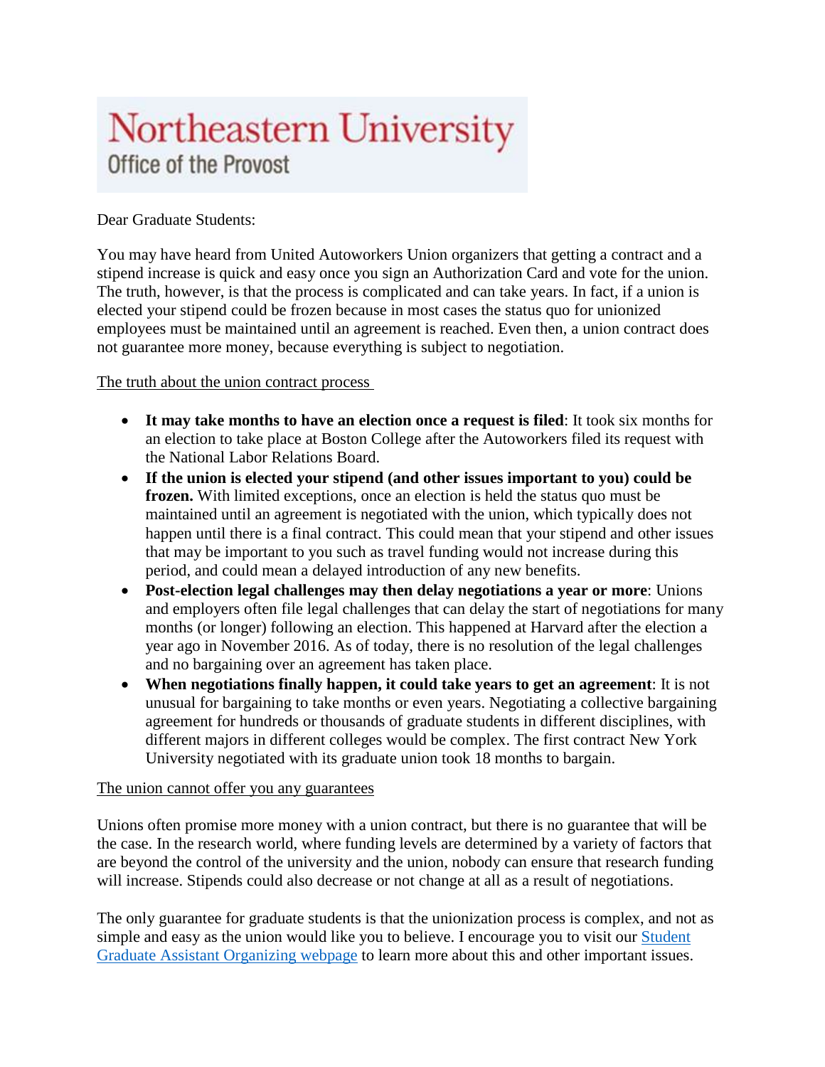# Northeastern University
## Office of the Provost

Dear Graduate Students:

You may have heard from United Autoworkers Union organizers that getting a contract and a stipend increase is quick and easy once you sign an Authorization Card and vote for the union. The truth, however, is that the process is complicated and can take years. In fact, if a union is elected your stipend could be frozen because in most cases the status quo for unionized employees must be maintained until an agreement is reached. Even then, a union contract does not guarantee more money, because everything is subject to negotiation.

The truth about the union contract process

- **It may take months to have an election once a request is filed**: It took six months for an election to take place at Boston College after the Autoworkers filed its request with the National Labor Relations Board.
- **If the union is elected your stipend (and other issues important to you) could be frozen.** With limited exceptions, once an election is held the status quo must be maintained until an agreement is negotiated with the union, which typically does not happen until there is a final contract. This could mean that your stipend and other issues that may be important to you such as travel funding would not increase during this period, and could mean a delayed introduction of any new benefits.
- **Post-election legal challenges may then delay negotiations a year or more**: Unions and employers often file legal challenges that can delay the start of negotiations for many months (or longer) following an election. This happened at Harvard after the election a year ago in November 2016. As of today, there is no resolution of the legal challenges and no bargaining over an agreement has taken place.
- **When negotiations finally happen, it could take years to get an agreement**: It is not unusual for bargaining to take months or even years. Negotiating a collective bargaining agreement for hundreds or thousands of graduate students in different disciplines, with different majors in different colleges would be complex. The first contract New York University negotiated with its graduate union took 18 months to bargain.

The union cannot offer you any guarantees

Unions often promise more money with a union contract, but there is no guarantee that will be the case. In the research world, where funding levels are determined by a variety of factors that are beyond the control of the university and the union, nobody can ensure that research funding will increase. Stipends could also decrease or not change at all as a result of negotiations.

The only guarantee for graduate students is that the unionization process is complex, and not as simple and easy as the union would like you to believe. I encourage you to visit our Student Graduate Assistant Organizing webpage to learn more about this and other important issues.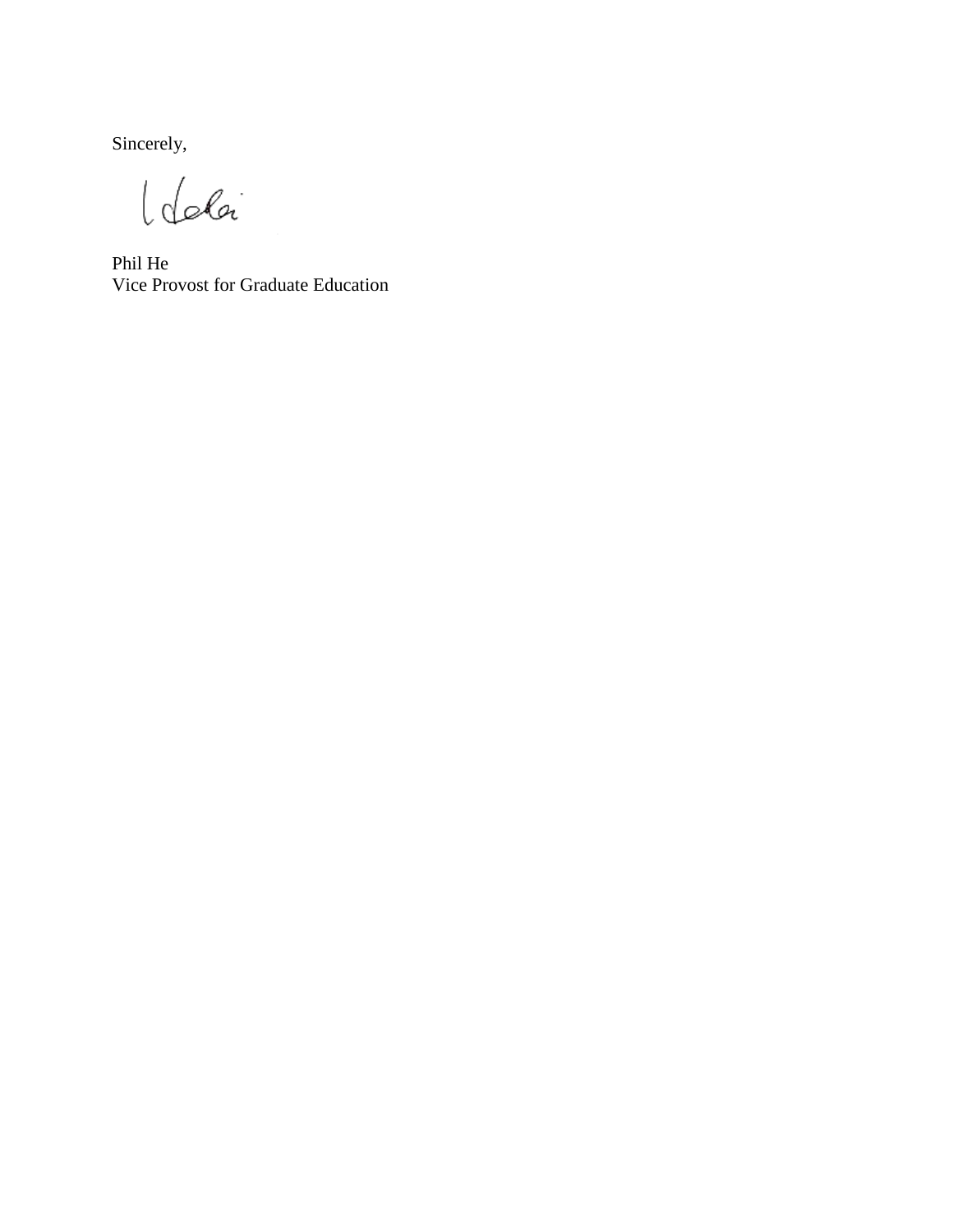Sincerely,

Phil He
Vice Provost for Graduate Education